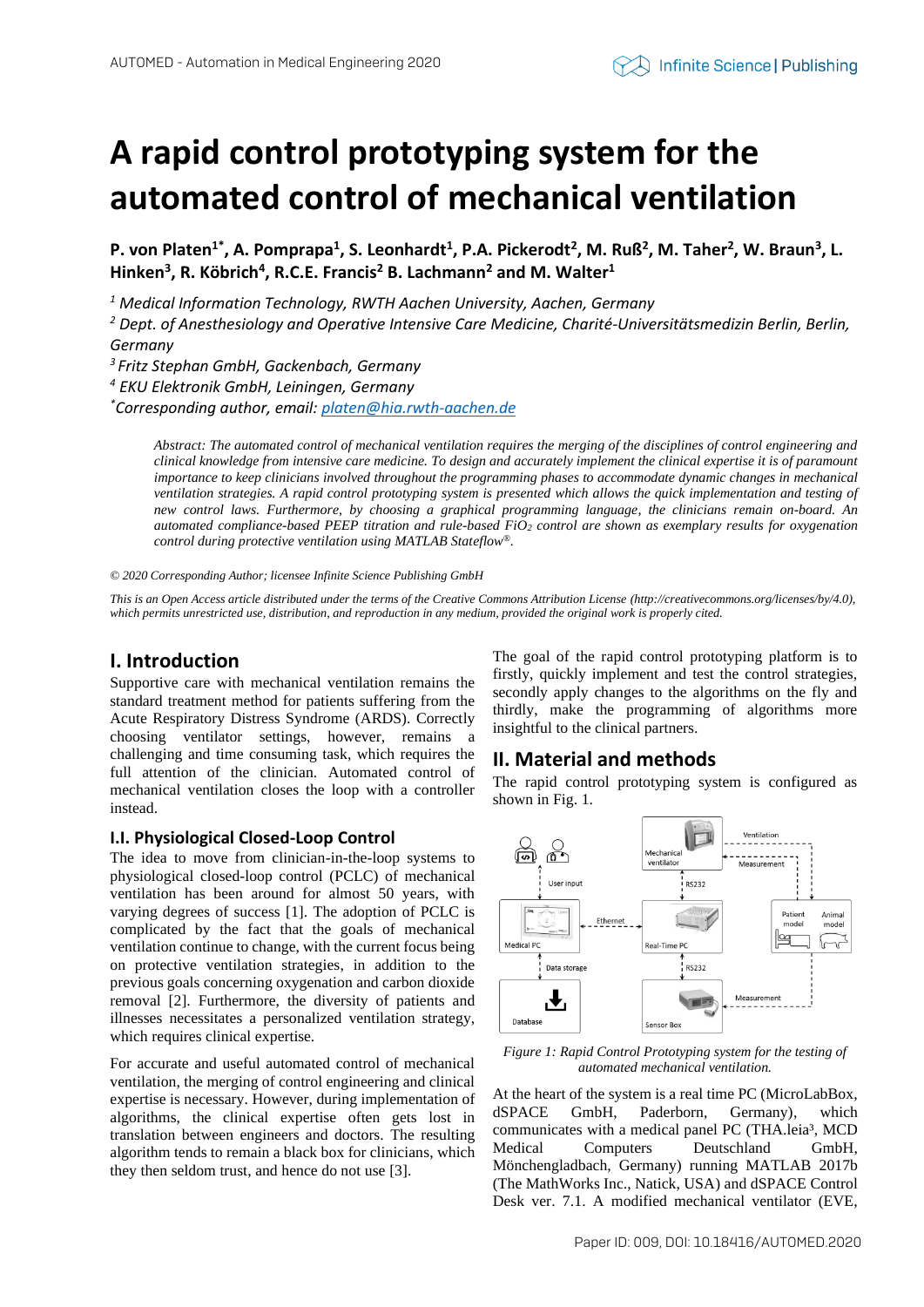# A rapid control prototyping system for the automated control of mechanical ventilation

**P. von Platen[1*], A. Pomprapa[1], S. Leonhardt[1], P.A. Pickerodt[2], M. Ruß[2], M. Taher[2], W. Braun[3], L. Hinken[3], R. Köbrich[4], R.C.E. Francis[2] B. Lachmann[2] and M. Walter[1]**

*[1] Medical Information Technology, RWTH Aachen University, Aachen, Germany*

*[2] Dept. of Anesthesiology and Operative Intensive Care Medicine, Charité-Universitätsmedizin Berlin, Berlin, Germany*

*[3] Fritz Stephan GmbH, Gackenbach, Germany*

*[4] EKU Elektronik GmbH, Leiningen, Germany*

*[*] Corresponding author, email: platen@hia.rwth-aachen.de*

*Abstract: The automated control of mechanical ventilation requires the merging of the disciplines of control engineering and clinical knowledge from intensive care medicine. To design and accurately implement the clinical expertise it is of paramount importance to keep clinicians involved throughout the programming phases to accommodate dynamic changes in mechanical ventilation strategies. A rapid control prototyping system is presented which allows the quick implementation and testing of new control laws. Furthermore, by choosing a graphical programming language, the clinicians remain on-board. An automated compliance-based PEEP titration and rule-based $FiO_2$ control are shown as exemplary results for oxygenation control during protective ventilation using MATLAB Stateflow®.*

*© 2020 Corresponding Author; licensee Infinite Science Publishing GmbH*

*This is an Open Access article distributed under the terms of the Creative Commons Attribution License (http://creativecommons.org/licenses/by/4.0), which permits unrestricted use, distribution, and reproduction in any medium, provided the original work is properly cited.*

## I. Introduction

Supportive care with mechanical ventilation remains the standard treatment method for patients suffering from the Acute Respiratory Distress Syndrome (ARDS). Correctly choosing ventilator settings, however, remains a challenging and time consuming task, which requires the full attention of the clinician. Automated control of mechanical ventilation closes the loop with a controller instead.

### I.I. Physiological Closed-Loop Control

The idea to move from clinician-in-the-loop systems to physiological closed-loop control (PCLC) of mechanical ventilation has been around for almost 50 years, with varying degrees of success [1]. The adoption of PCLC is complicated by the fact that the goals of mechanical ventilation continue to change, with the current focus being on protective ventilation strategies, in addition to the previous goals concerning oxygenation and carbon dioxide removal [2]. Furthermore, the diversity of patients and illnesses necessitates a personalized ventilation strategy, which requires clinical expertise.

For accurate and useful automated control of mechanical ventilation, the merging of control engineering and clinical expertise is necessary. However, during implementation of algorithms, the clinical expertise often gets lost in translation between engineers and doctors. The resulting algorithm tends to remain a black box for clinicians, which they then seldom trust, and hence do not use [3].

The goal of the rapid control prototyping platform is to firstly, quickly implement and test the control strategies, secondly apply changes to the algorithms on the fly and thirdly, make the programming of algorithms more insightful to the clinical partners.

## II. Material and methods

The rapid control prototyping system is configured as shown in Fig. 1.

*Figure 1: Rapid Control Prototyping system for the testing of automated mechanical ventilation.*

At the heart of the system is a real time PC (MicroLabBox, dSPACE GmbH, Paderborn, Germany), which communicates with a medical panel PC (THA.leia³, MCD Medical Computers Deutschland GmbH, Mönchengladbach, Germany) running MATLAB 2017b (The MathWorks Inc., Natick, USA) and dSPACE Control Desk ver. 7.1. A modified mechanical ventilator (EVE,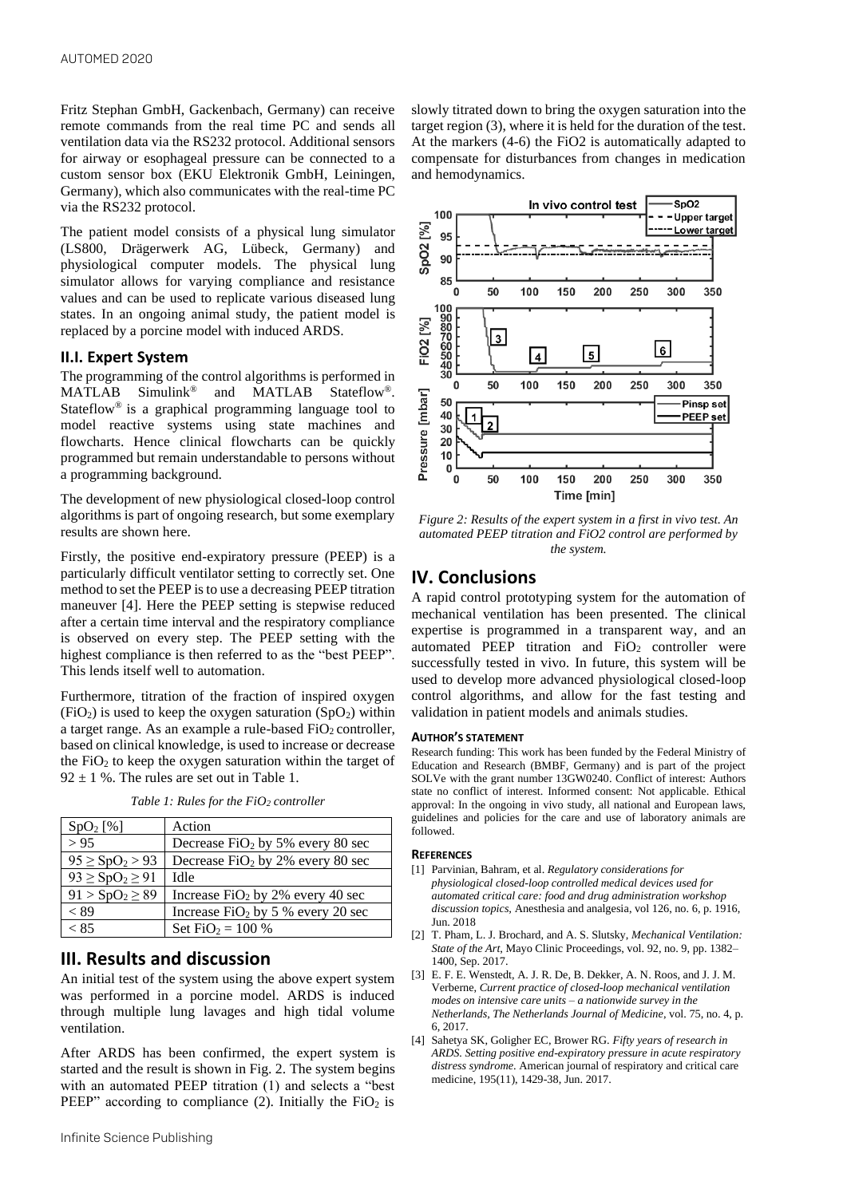Fritz Stephan GmbH, Gackenbach, Germany) can receive remote commands from the real time PC and sends all ventilation data via the RS232 protocol. Additional sensors for airway or esophageal pressure can be connected to a custom sensor box (EKU Elektronik GmbH, Leiningen, Germany), which also communicates with the real-time PC via the RS232 protocol.

The patient model consists of a physical lung simulator (LS800, Drägerwerk AG, Lübeck, Germany) and physiological computer models. The physical lung simulator allows for varying compliance and resistance values and can be used to replicate various diseased lung states. In an ongoing animal study, the patient model is replaced by a porcine model with induced ARDS.

### II.I. Expert System

The programming of the control algorithms is performed in MATLAB Simulink® and MATLAB Stateflow®. Stateflow® is a graphical programming language tool to model reactive systems using state machines and flowcharts. Hence clinical flowcharts can be quickly programmed but remain understandable to persons without a programming background.

The development of new physiological closed-loop control algorithms is part of ongoing research, but some exemplary results are shown here.

Firstly, the positive end-expiratory pressure (PEEP) is a particularly difficult ventilator setting to correctly set. One method to set the PEEP is to use a decreasing PEEP titration maneuver [4]. Here the PEEP setting is stepwise reduced after a certain time interval and the respiratory compliance is observed on every step. The PEEP setting with the highest compliance is then referred to as the "best PEEP". This lends itself well to automation.

Furthermore, titration of the fraction of inspired oxygen ($FiO_2$) is used to keep the oxygen saturation ($SpO_2$) within a target range. As an example a rule-based $FiO_2$ controller, based on clinical knowledge, is used to increase or decrease the $FiO_2$ to keep the oxygen saturation within the target of $92 \pm 1$ %. The rules are set out in Table 1.

*Table 1: Rules for the $FiO_2$ controller*

| $SpO_2$ [%] | Action |
|---|---|
| > 95 | Decrease $FiO_2$ by 5% every 80 sec |
| $95 \geq SpO_2 > 93$ | Decrease $FiO_2$ by 2% every 80 sec |
| $93 \geq SpO_2 \geq 91$ | Idle |
| $91 > SpO_2 \geq 89$ | Increase $FiO_2$ by 2% every 40 sec |
| < 89 | Increase $FiO_2$ by 5 % every 20 sec |
| < 85 | Set $FiO_2$ = 100 % |

## III. Results and discussion

An initial test of the system using the above expert system was performed in a porcine model. ARDS is induced through multiple lung lavages and high tidal volume ventilation.

After ARDS has been confirmed, the expert system is started and the result is shown in Fig. 2. The system begins with an automated PEEP titration (1) and selects a "best PEEP" according to compliance (2). Initially the $FiO_2$ is slowly titrated down to bring the oxygen saturation into the target region (3), where it is held for the duration of the test. At the markers (4-6) the FiO2 is automatically adapted to compensate for disturbances from changes in medication and hemodynamics.

In vivo control test
SpO2
Upper target
Lower target
SpO2 [%]
100
95
90
85
0 50 100 150 200 250 300 350
FiO2 [%]
100
90
80
70
60
50
40
30
3 4 5 6
0 50 100 150 200 250 300 350
Pressure [mbar]
50
40
30
20
10
0
1 2
Pinsp set
PEEP set
0 50 100 150 200 250 300 350
Time [min]

*Figure 2: Results of the expert system in a first in vivo test. An automated PEEP titration and FiO2 control are performed by the system.*

## IV. Conclusions

A rapid control prototyping system for the automation of mechanical ventilation has been presented. The clinical expertise is programmed in a transparent way, and an automated PEEP titration and $FiO_2$ controller were successfully tested in vivo. In future, this system will be used to develop more advanced physiological closed-loop control algorithms, and allow for the fast testing and validation in patient models and animals studies.

#### AUTHOR'S STATEMENT

Research funding: This work has been funded by the Federal Ministry of Education and Research (BMBF, Germany) and is part of the project SOLVe with the grant number 13GW0240. Conflict of interest: Authors state no conflict of interest. Informed consent: Not applicable. Ethical approval: In the ongoing in vivo study, all national and European laws, guidelines and policies for the care and use of laboratory animals are followed.

#### REFERENCES

[1] Parvinian, Bahram, et al. *Regulatory considerations for physiological closed-loop controlled medical devices used for automated critical care: food and drug administration workshop discussion topics*, Anesthesia and analgesia, vol 126, no. 6, p. 1916, Jun. 2018

[2] T. Pham, L. J. Brochard, and A. S. Slutsky, *Mechanical Ventilation: State of the Art*, Mayo Clinic Proceedings, vol. 92, no. 9, pp. 1382–1400, Sep. 2017.

[3] E. F. E. Wenstedt, A. J. R. De, B. Dekker, A. N. Roos, and J. J. M. Verberne, *Current practice of closed-loop mechanical ventilation modes on intensive care units – a nationwide survey in the Netherlands*, *The Netherlands Journal of Medicine*, vol. 75, no. 4, p. 6, 2017.

[4] Sahetya SK, Goligher EC, Brower RG. *Fifty years of research in ARDS. Setting positive end-expiratory pressure in acute respiratory distress syndrome.* American journal of respiratory and critical care medicine, 195(11), 1429-38, Jun. 2017.